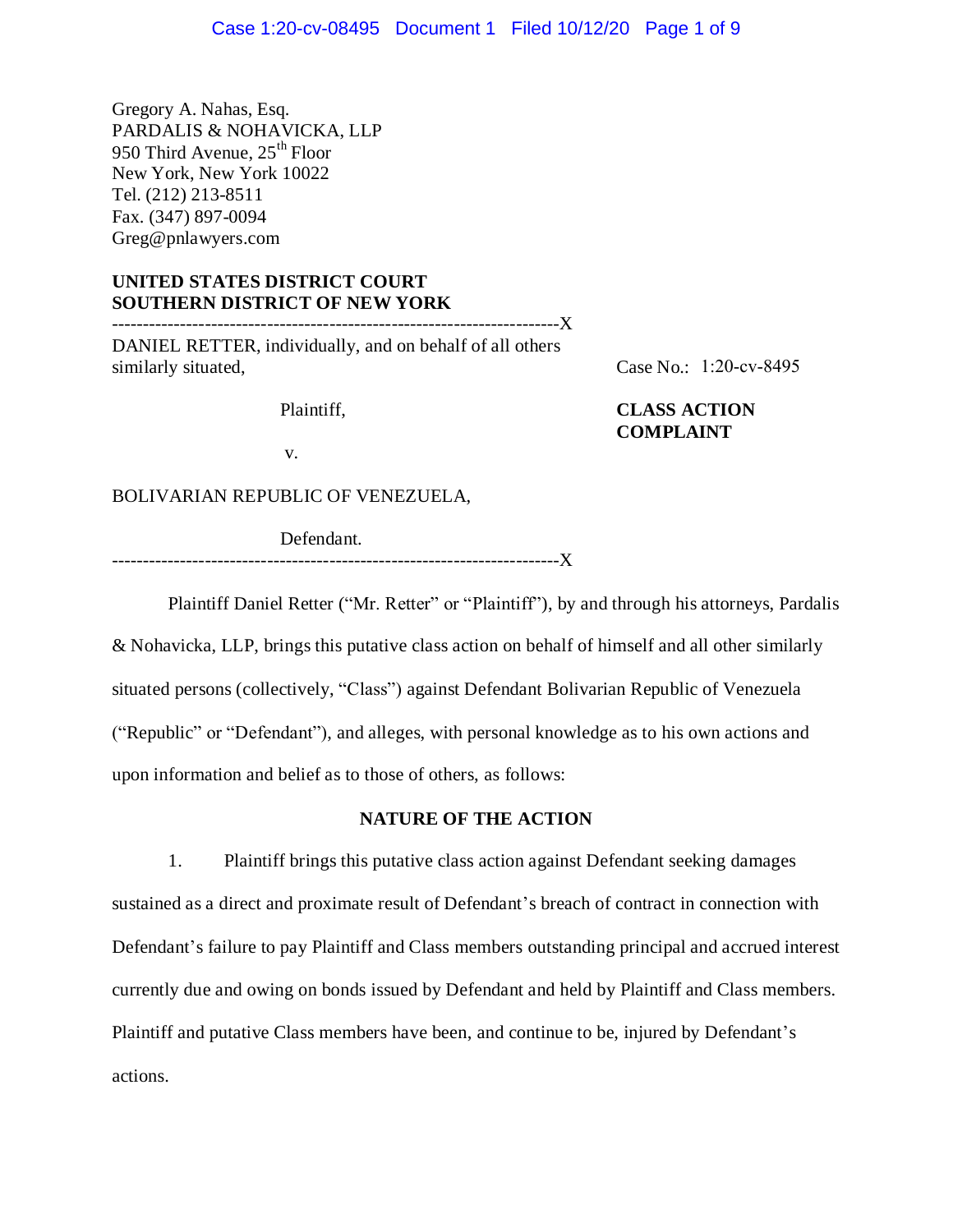Gregory A. Nahas, Esq.
PARDALIS & NOHAVICKA, LLP
950 Third Avenue, 25th Floor
New York, New York 10022
Tel. (212) 213-8511
Fax. (347) 897-0094
Greg@pnlawyers.com

**UNITED STATES DISTRICT COURT**
**SOUTHERN DISTRICT OF NEW YORK**

---

DANIEL RETTER, individually, and on behalf of all others similarly situated,

Plaintiff,

v.

BOLIVARIAN REPUBLIC OF VENEZUELA,

Defendant.

---

Case No.: 1:20-cv-8495

**CLASS ACTION COMPLAINT**

Plaintiff Daniel Retter ("Mr. Retter" or "Plaintiff"), by and through his attorneys, Pardalis & Nohavicka, LLP, brings this putative class action on behalf of himself and all other similarly situated persons (collectively, "Class") against Defendant Bolivarian Republic of Venezuela ("Republic" or "Defendant"), and alleges, with personal knowledge as to his own actions and upon information and belief as to those of others, as follows:

## NATURE OF THE ACTION

1. Plaintiff brings this putative class action against Defendant seeking damages sustained as a direct and proximate result of Defendant's breach of contract in connection with Defendant's failure to pay Plaintiff and Class members outstanding principal and accrued interest currently due and owing on bonds issued by Defendant and held by Plaintiff and Class members. Plaintiff and putative Class members have been, and continue to be, injured by Defendant's actions.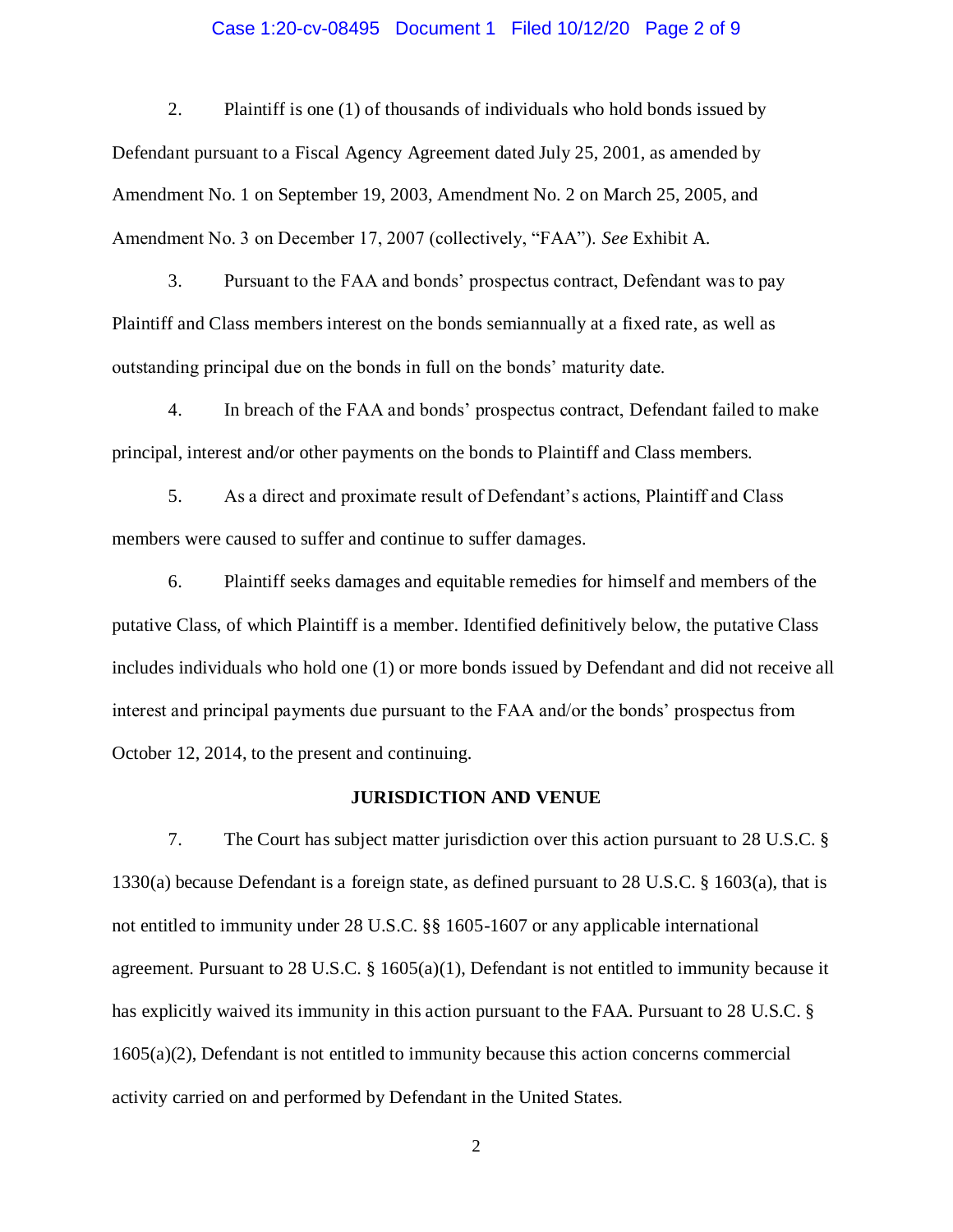2. Plaintiff is one (1) of thousands of individuals who hold bonds issued by Defendant pursuant to a Fiscal Agency Agreement dated July 25, 2001, as amended by Amendment No. 1 on September 19, 2003, Amendment No. 2 on March 25, 2005, and Amendment No. 3 on December 17, 2007 (collectively, "FAA"). *See* Exhibit A.

3. Pursuant to the FAA and bonds' prospectus contract, Defendant was to pay Plaintiff and Class members interest on the bonds semiannually at a fixed rate, as well as outstanding principal due on the bonds in full on the bonds' maturity date.

4. In breach of the FAA and bonds' prospectus contract, Defendant failed to make principal, interest and/or other payments on the bonds to Plaintiff and Class members.

5. As a direct and proximate result of Defendant's actions, Plaintiff and Class members were caused to suffer and continue to suffer damages.

6. Plaintiff seeks damages and equitable remedies for himself and members of the putative Class, of which Plaintiff is a member. Identified definitively below, the putative Class includes individuals who hold one (1) or more bonds issued by Defendant and did not receive all interest and principal payments due pursuant to the FAA and/or the bonds' prospectus from October 12, 2014, to the present and continuing.

## JURISDICTION AND VENUE

7. The Court has subject matter jurisdiction over this action pursuant to 28 U.S.C. § 1330(a) because Defendant is a foreign state, as defined pursuant to 28 U.S.C. § 1603(a), that is not entitled to immunity under 28 U.S.C. §§ 1605-1607 or any applicable international agreement. Pursuant to 28 U.S.C. § 1605(a)(1), Defendant is not entitled to immunity because it has explicitly waived its immunity in this action pursuant to the FAA. Pursuant to 28 U.S.C. § 1605(a)(2), Defendant is not entitled to immunity because this action concerns commercial activity carried on and performed by Defendant in the United States.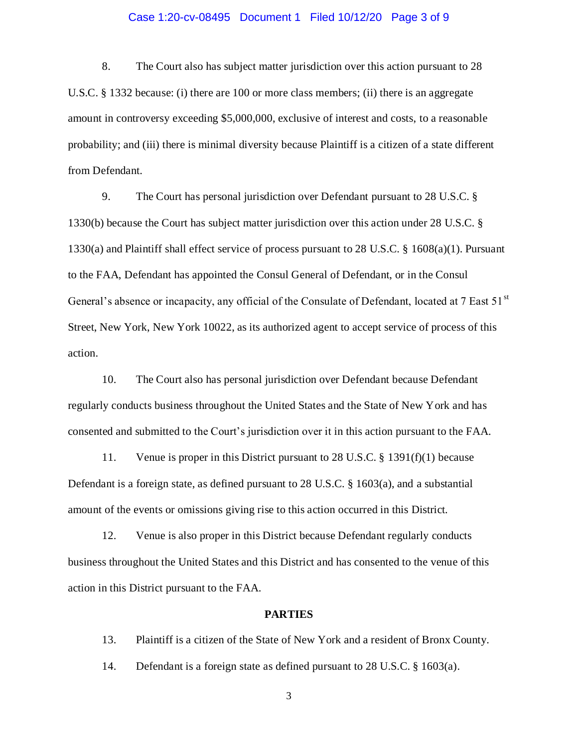8. The Court also has subject matter jurisdiction over this action pursuant to 28 U.S.C. § 1332 because: (i) there are 100 or more class members; (ii) there is an aggregate amount in controversy exceeding $5,000,000, exclusive of interest and costs, to a reasonable probability; and (iii) there is minimal diversity because Plaintiff is a citizen of a state different from Defendant.

9. The Court has personal jurisdiction over Defendant pursuant to 28 U.S.C. § 1330(b) because the Court has subject matter jurisdiction over this action under 28 U.S.C. § 1330(a) and Plaintiff shall effect service of process pursuant to 28 U.S.C. § 1608(a)(1). Pursuant to the FAA, Defendant has appointed the Consul General of Defendant, or in the Consul General's absence or incapacity, any official of the Consulate of Defendant, located at 7 East 51st Street, New York, New York 10022, as its authorized agent to accept service of process of this action.

10. The Court also has personal jurisdiction over Defendant because Defendant regularly conducts business throughout the United States and the State of New York and has consented and submitted to the Court's jurisdiction over it in this action pursuant to the FAA.

11. Venue is proper in this District pursuant to 28 U.S.C. § 1391(f)(1) because Defendant is a foreign state, as defined pursuant to 28 U.S.C. § 1603(a), and a substantial amount of the events or omissions giving rise to this action occurred in this District.

12. Venue is also proper in this District because Defendant regularly conducts business throughout the United States and this District and has consented to the venue of this action in this District pursuant to the FAA.

## PARTIES

13. Plaintiff is a citizen of the State of New York and a resident of Bronx County.

14. Defendant is a foreign state as defined pursuant to 28 U.S.C. § 1603(a).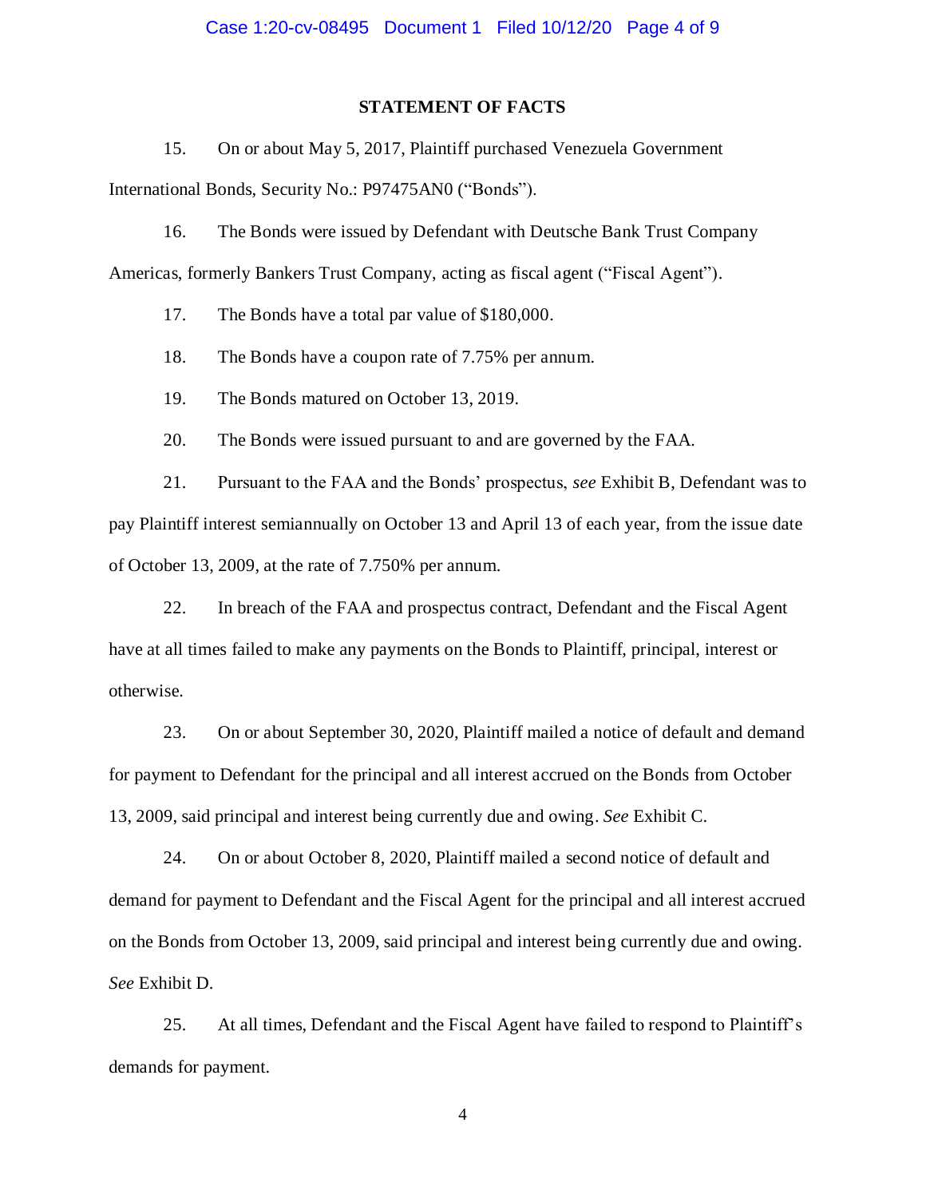## STATEMENT OF FACTS

15. On or about May 5, 2017, Plaintiff purchased Venezuela Government International Bonds, Security No.: P97475AN0 ("Bonds").

16. The Bonds were issued by Defendant with Deutsche Bank Trust Company Americas, formerly Bankers Trust Company, acting as fiscal agent ("Fiscal Agent").

17. The Bonds have a total par value of $180,000.

18. The Bonds have a coupon rate of 7.75% per annum.

19. The Bonds matured on October 13, 2019.

20. The Bonds were issued pursuant to and are governed by the FAA.

21. Pursuant to the FAA and the Bonds' prospectus, *see* Exhibit B, Defendant was to pay Plaintiff interest semiannually on October 13 and April 13 of each year, from the issue date of October 13, 2009, at the rate of 7.750% per annum.

22. In breach of the FAA and prospectus contract, Defendant and the Fiscal Agent have at all times failed to make any payments on the Bonds to Plaintiff, principal, interest or otherwise.

23. On or about September 30, 2020, Plaintiff mailed a notice of default and demand for payment to Defendant for the principal and all interest accrued on the Bonds from October 13, 2009, said principal and interest being currently due and owing. *See* Exhibit C.

24. On or about October 8, 2020, Plaintiff mailed a second notice of default and demand for payment to Defendant and the Fiscal Agent for the principal and all interest accrued on the Bonds from October 13, 2009, said principal and interest being currently due and owing. *See* Exhibit D.

25. At all times, Defendant and the Fiscal Agent have failed to respond to Plaintiff's demands for payment.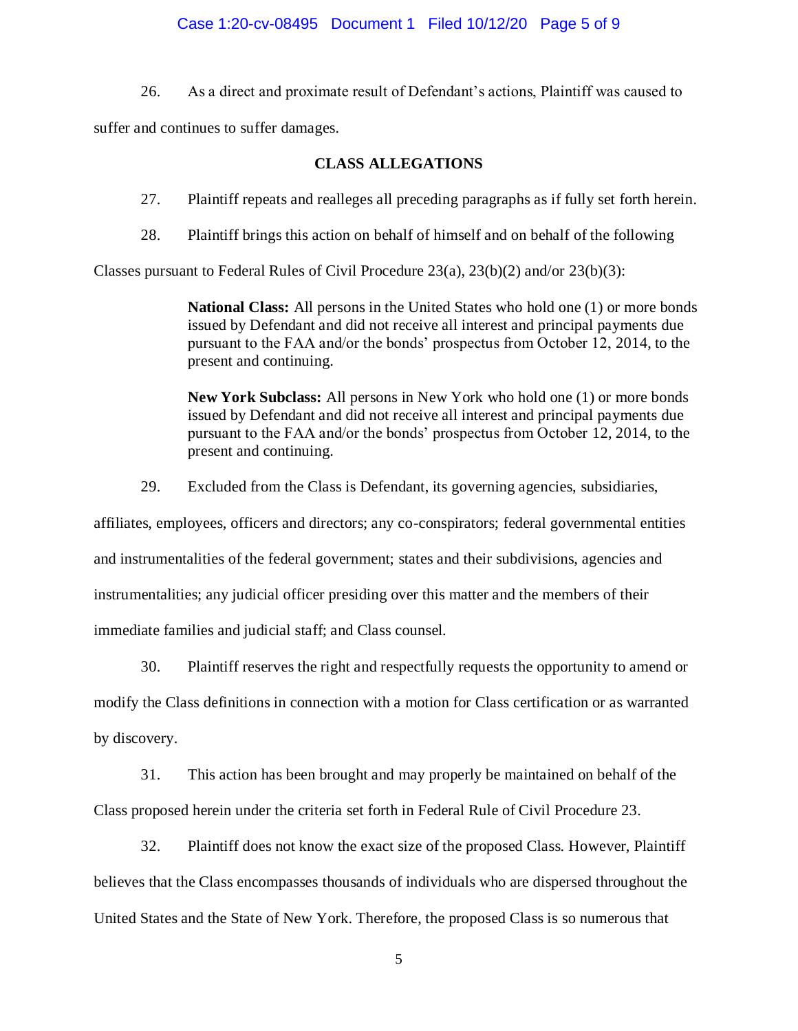26. As a direct and proximate result of Defendant's actions, Plaintiff was caused to suffer and continues to suffer damages.

## CLASS ALLEGATIONS

27. Plaintiff repeats and realleges all preceding paragraphs as if fully set forth herein.

28. Plaintiff brings this action on behalf of himself and on behalf of the following Classes pursuant to Federal Rules of Civil Procedure 23(a), 23(b)(2) and/or 23(b)(3):

> **National Class:** All persons in the United States who hold one (1) or more bonds issued by Defendant and did not receive all interest and principal payments due pursuant to the FAA and/or the bonds' prospectus from October 12, 2014, to the present and continuing.
>
> **New York Subclass:** All persons in New York who hold one (1) or more bonds issued by Defendant and did not receive all interest and principal payments due pursuant to the FAA and/or the bonds' prospectus from October 12, 2014, to the present and continuing.

29. Excluded from the Class is Defendant, its governing agencies, subsidiaries, affiliates, employees, officers and directors; any co-conspirators; federal governmental entities and instrumentalities of the federal government; states and their subdivisions, agencies and instrumentalities; any judicial officer presiding over this matter and the members of their immediate families and judicial staff; and Class counsel.

30. Plaintiff reserves the right and respectfully requests the opportunity to amend or modify the Class definitions in connection with a motion for Class certification or as warranted by discovery.

31. This action has been brought and may properly be maintained on behalf of the Class proposed herein under the criteria set forth in Federal Rule of Civil Procedure 23.

32. Plaintiff does not know the exact size of the proposed Class. However, Plaintiff believes that the Class encompasses thousands of individuals who are dispersed throughout the United States and the State of New York. Therefore, the proposed Class is so numerous that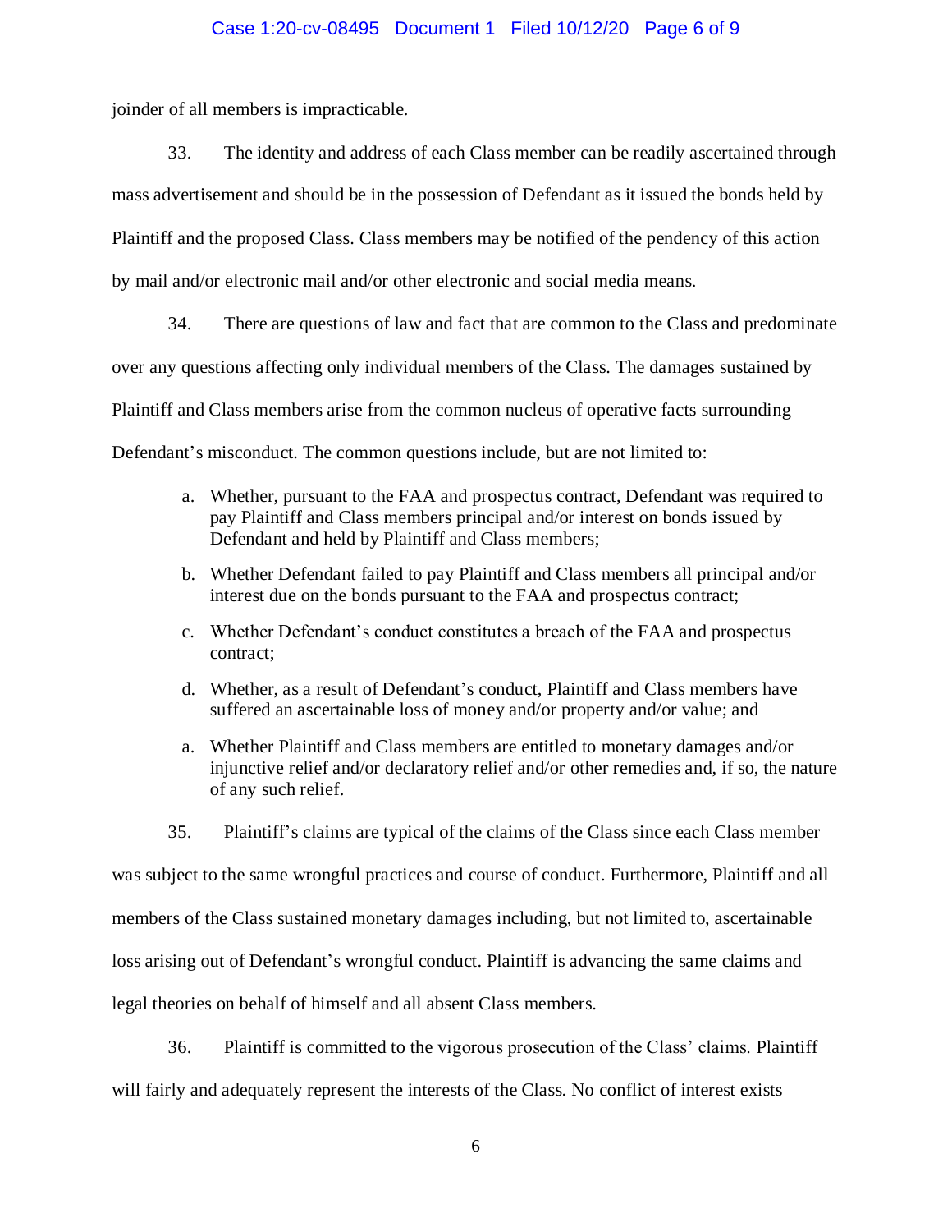joinder of all members is impracticable.

33. The identity and address of each Class member can be readily ascertained through mass advertisement and should be in the possession of Defendant as it issued the bonds held by Plaintiff and the proposed Class. Class members may be notified of the pendency of this action by mail and/or electronic mail and/or other electronic and social media means.

34. There are questions of law and fact that are common to the Class and predominate over any questions affecting only individual members of the Class. The damages sustained by Plaintiff and Class members arise from the common nucleus of operative facts surrounding Defendant's misconduct. The common questions include, but are not limited to:

> a. Whether, pursuant to the FAA and prospectus contract, Defendant was required to pay Plaintiff and Class members principal and/or interest on bonds issued by Defendant and held by Plaintiff and Class members;
>
> b. Whether Defendant failed to pay Plaintiff and Class members all principal and/or interest due on the bonds pursuant to the FAA and prospectus contract;
>
> c. Whether Defendant's conduct constitutes a breach of the FAA and prospectus contract;
>
> d. Whether, as a result of Defendant's conduct, Plaintiff and Class members have suffered an ascertainable loss of money and/or property and/or value; and
>
> a. Whether Plaintiff and Class members are entitled to monetary damages and/or injunctive relief and/or declaratory relief and/or other remedies and, if so, the nature of any such relief.

35. Plaintiff's claims are typical of the claims of the Class since each Class member was subject to the same wrongful practices and course of conduct. Furthermore, Plaintiff and all members of the Class sustained monetary damages including, but not limited to, ascertainable loss arising out of Defendant's wrongful conduct. Plaintiff is advancing the same claims and legal theories on behalf of himself and all absent Class members.

36. Plaintiff is committed to the vigorous prosecution of the Class' claims. Plaintiff will fairly and adequately represent the interests of the Class. No conflict of interest exists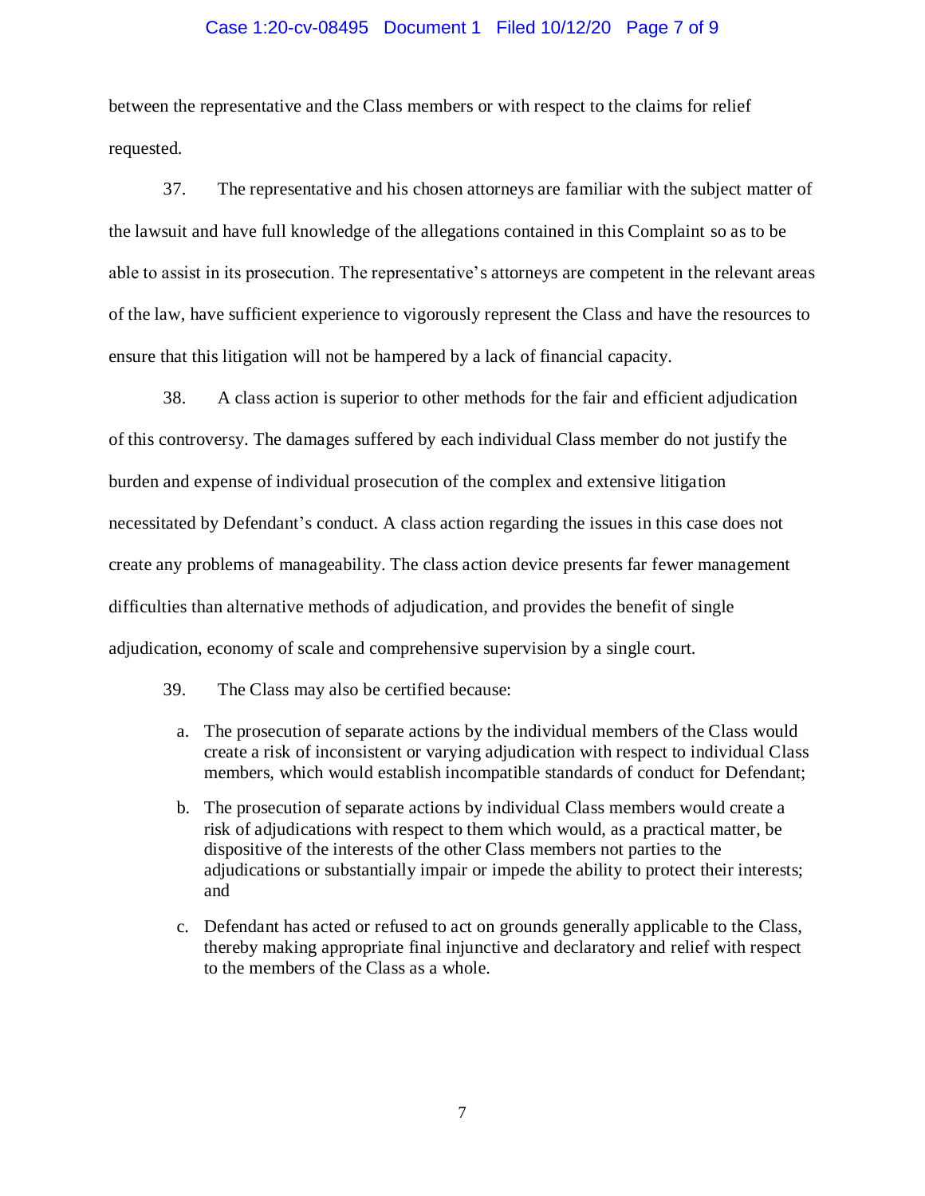between the representative and the Class members or with respect to the claims for relief requested.

37. The representative and his chosen attorneys are familiar with the subject matter of the lawsuit and have full knowledge of the allegations contained in this Complaint so as to be able to assist in its prosecution. The representative's attorneys are competent in the relevant areas of the law, have sufficient experience to vigorously represent the Class and have the resources to ensure that this litigation will not be hampered by a lack of financial capacity.

38. A class action is superior to other methods for the fair and efficient adjudication of this controversy. The damages suffered by each individual Class member do not justify the burden and expense of individual prosecution of the complex and extensive litigation necessitated by Defendant's conduct. A class action regarding the issues in this case does not create any problems of manageability. The class action device presents far fewer management difficulties than alternative methods of adjudication, and provides the benefit of single adjudication, economy of scale and comprehensive supervision by a single court.

39. The Class may also be certified because:

a. The prosecution of separate actions by the individual members of the Class would create a risk of inconsistent or varying adjudication with respect to individual Class members, which would establish incompatible standards of conduct for Defendant;

b. The prosecution of separate actions by individual Class members would create a risk of adjudications with respect to them which would, as a practical matter, be dispositive of the interests of the other Class members not parties to the adjudications or substantially impair or impede the ability to protect their interests; and

c. Defendant has acted or refused to act on grounds generally applicable to the Class, thereby making appropriate final injunctive and declaratory and relief with respect to the members of the Class as a whole.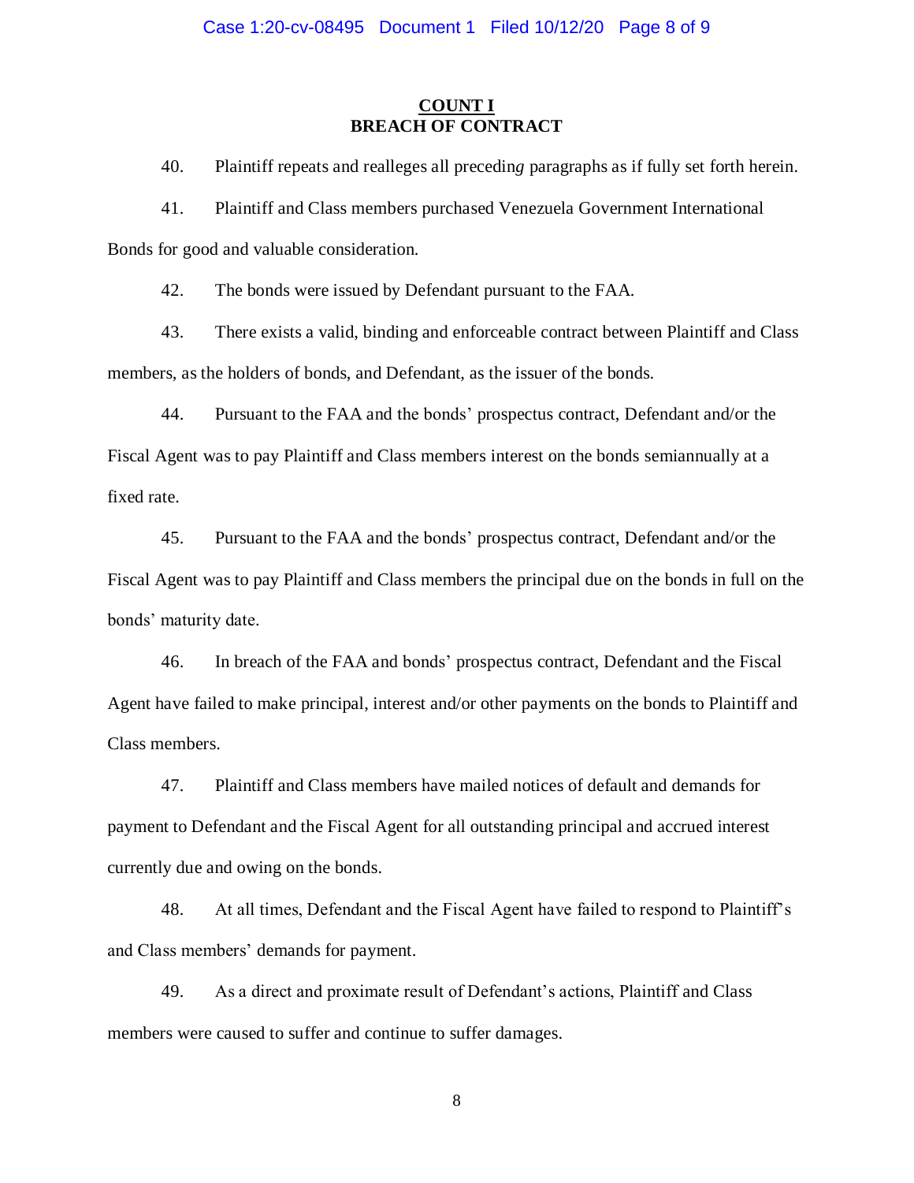## COUNT I
## BREACH OF CONTRACT

40. Plaintiff repeats and realleges all preceding paragraphs as if fully set forth herein.

41. Plaintiff and Class members purchased Venezuela Government International Bonds for good and valuable consideration.

42. The bonds were issued by Defendant pursuant to the FAA.

43. There exists a valid, binding and enforceable contract between Plaintiff and Class members, as the holders of bonds, and Defendant, as the issuer of the bonds.

44. Pursuant to the FAA and the bonds' prospectus contract, Defendant and/or the Fiscal Agent was to pay Plaintiff and Class members interest on the bonds semiannually at a fixed rate.

45. Pursuant to the FAA and the bonds' prospectus contract, Defendant and/or the Fiscal Agent was to pay Plaintiff and Class members the principal due on the bonds in full on the bonds' maturity date.

46. In breach of the FAA and bonds' prospectus contract, Defendant and the Fiscal Agent have failed to make principal, interest and/or other payments on the bonds to Plaintiff and Class members.

47. Plaintiff and Class members have mailed notices of default and demands for payment to Defendant and the Fiscal Agent for all outstanding principal and accrued interest currently due and owing on the bonds.

48. At all times, Defendant and the Fiscal Agent have failed to respond to Plaintiff's and Class members' demands for payment.

49. As a direct and proximate result of Defendant's actions, Plaintiff and Class members were caused to suffer and continue to suffer damages.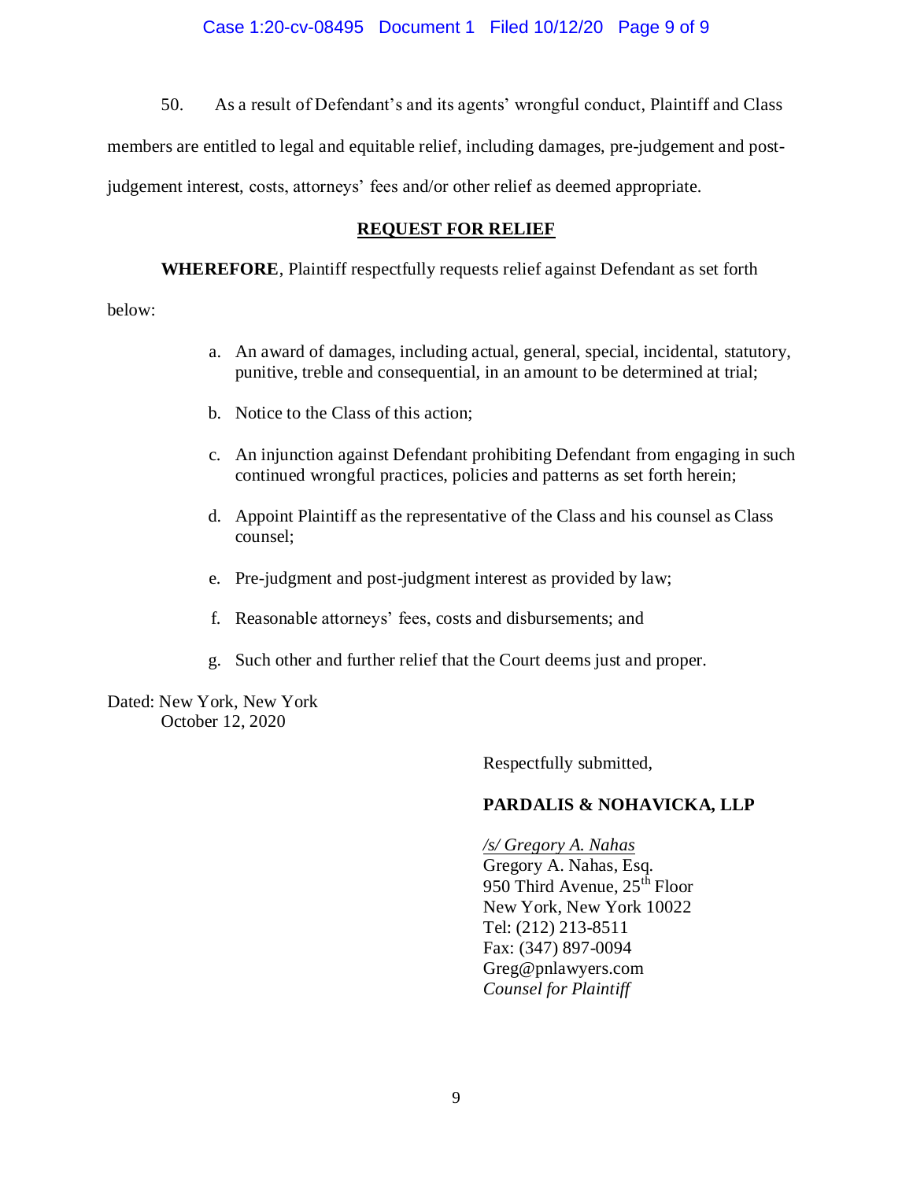50. As a result of Defendant's and its agents' wrongful conduct, Plaintiff and Class members are entitled to legal and equitable relief, including damages, pre-judgement and post-judgement interest, costs, attorneys' fees and/or other relief as deemed appropriate.

## REQUEST FOR RELIEF

**WHEREFORE**, Plaintiff respectfully requests relief against Defendant as set forth below:

a. An award of damages, including actual, general, special, incidental, statutory, punitive, treble and consequential, in an amount to be determined at trial;

b. Notice to the Class of this action;

c. An injunction against Defendant prohibiting Defendant from engaging in such continued wrongful practices, policies and patterns as set forth herein;

d. Appoint Plaintiff as the representative of the Class and his counsel as Class counsel;

e. Pre-judgment and post-judgment interest as provided by law;

f. Reasonable attorneys' fees, costs and disbursements; and

g. Such other and further relief that the Court deems just and proper.

Dated: New York, New York
October 12, 2020

Respectfully submitted,

**PARDALIS & NOHAVICKA, LLP**

*/s/ Gregory A. Nahas*
Gregory A. Nahas, Esq.
950 Third Avenue, 25th Floor
New York, New York 10022
Tel: (212) 213-8511
Fax: (347) 897-0094
Greg@pnlawyers.com
*Counsel for Plaintiff*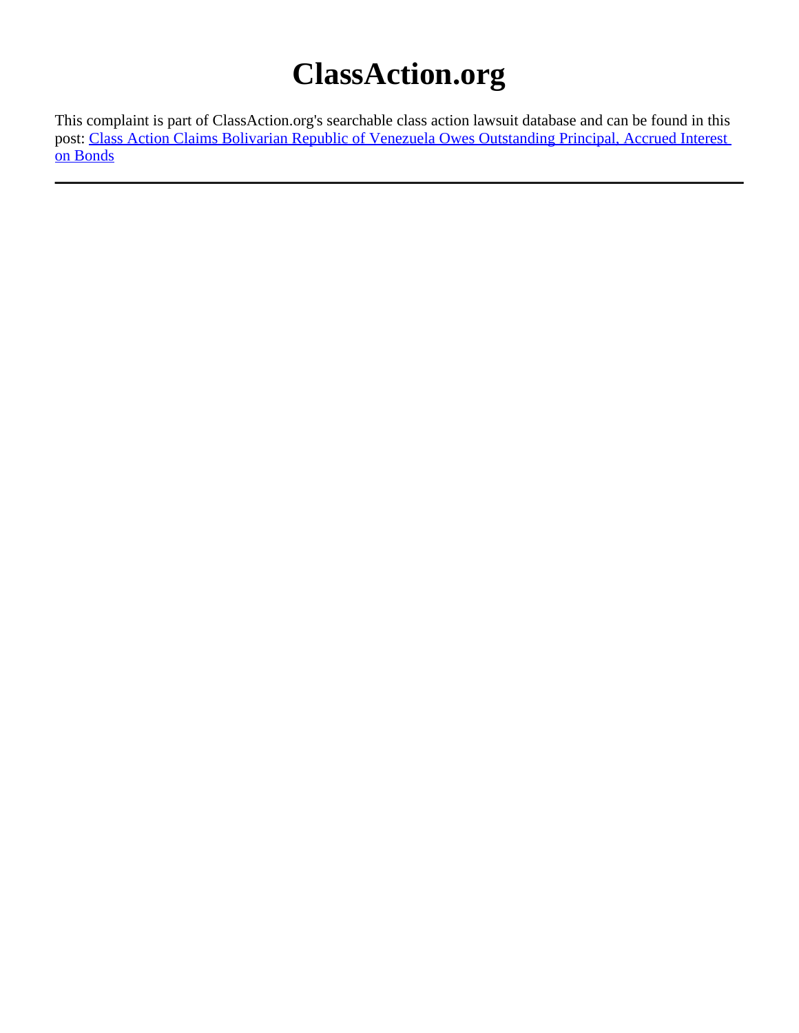# ClassAction.org

This complaint is part of ClassAction.org's searchable class action lawsuit database and can be found in this post: [Class Action Claims Bolivarian Republic of Venezuela Owes Outstanding Principal, Accrued Interest on Bonds]